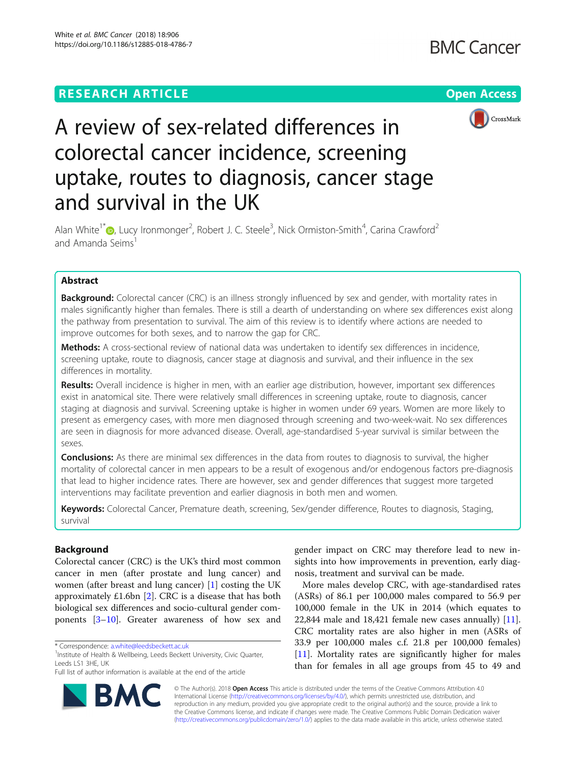RESEARCH ARTICLE

Open Access

# A review of sex-related differences in colorectal cancer incidence, screening uptake, routes to diagnosis, cancer stage and survival in the UK

Alan White[1*], Lucy Ironmonger[2], Robert J. C. Steele[3], Nick Ormiston-Smith[4], Carina Crawford[2] and Amanda Seims[1]

## Abstract

**Background:** Colorectal cancer (CRC) is an illness strongly influenced by sex and gender, with mortality rates in males significantly higher than females. There is still a dearth of understanding on where sex differences exist along the pathway from presentation to survival. The aim of this review is to identify where actions are needed to improve outcomes for both sexes, and to narrow the gap for CRC.

**Methods:** A cross-sectional review of national data was undertaken to identify sex differences in incidence, screening uptake, route to diagnosis, cancer stage at diagnosis and survival, and their influence in the sex differences in mortality.

**Results:** Overall incidence is higher in men, with an earlier age distribution, however, important sex differences exist in anatomical site. There were relatively small differences in screening uptake, route to diagnosis, cancer staging at diagnosis and survival. Screening uptake is higher in women under 69 years. Women are more likely to present as emergency cases, with more men diagnosed through screening and two-week-wait. No sex differences are seen in diagnosis for more advanced disease. Overall, age-standardised 5-year survival is similar between the sexes.

**Conclusions:** As there are minimal sex differences in the data from routes to diagnosis to survival, the higher mortality of colorectal cancer in men appears to be a result of exogenous and/or endogenous factors pre-diagnosis that lead to higher incidence rates. There are however, sex and gender differences that suggest more targeted interventions may facilitate prevention and earlier diagnosis in both men and women.

**Keywords:** Colorectal Cancer, Premature death, screening, Sex/gender difference, Routes to diagnosis, Staging, survival

## Background

Colorectal cancer (CRC) is the UK's third most common cancer in men (after prostate and lung cancer) and women (after breast and lung cancer) [1] costing the UK approximately £1.6bn [2]. CRC is a disease that has both biological sex differences and socio-cultural gender components [3–10]. Greater awareness of how sex and gender impact on CRC may therefore lead to new insights into how improvements in prevention, early diagnosis, treatment and survival can be made.

More males develop CRC, with age-standardised rates (ASRs) of 86.1 per 100,000 males compared to 56.9 per 100,000 female in the UK in 2014 (which equates to 22,844 male and 18,421 female new cases annually) [11]. CRC mortality rates are also higher in men (ASRs of 33.9 per 100,000 males c.f. 21.8 per 100,000 females) [11]. Mortality rates are significantly higher for males than for females in all age groups from 45 to 49 and

* Correspondence: a.white@leedsbeckett.ac.uk
[1]Institute of Health & Wellbeing, Leeds Beckett University, Civic Quarter, Leeds LS1 3HE, UK
Full list of author information is available at the end of the article

© The Author(s). 2018 **Open Access** This article is distributed under the terms of the Creative Commons Attribution 4.0 International License (http://creativecommons.org/licenses/by/4.0/), which permits unrestricted use, distribution, and reproduction in any medium, provided you give appropriate credit to the original author(s) and the source, provide a link to the Creative Commons license, and indicate if changes were made. The Creative Commons Public Domain Dedication waiver (http://creativecommons.org/publicdomain/zero/1.0/) applies to the data made available in this article, unless otherwise stated.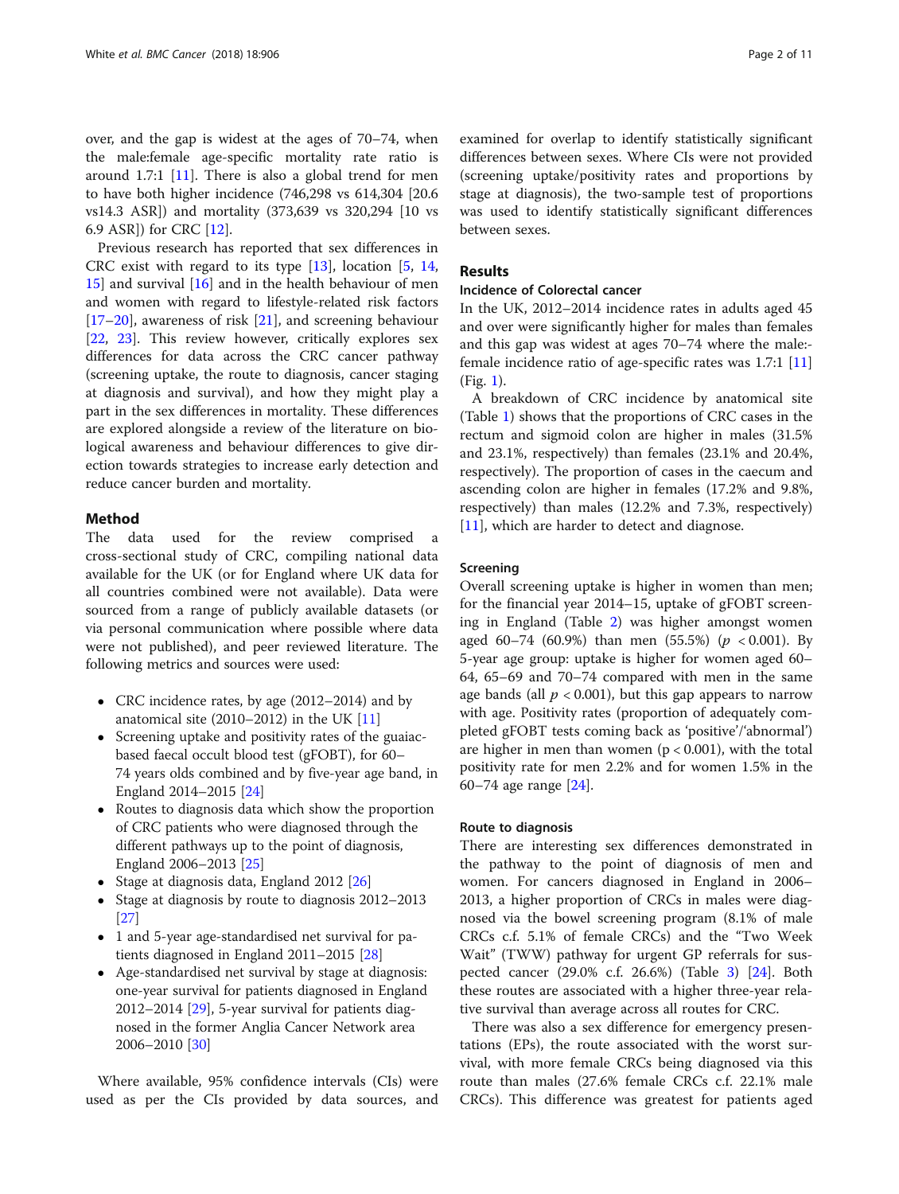over, and the gap is widest at the ages of 70–74, when the male:female age-specific mortality rate ratio is around 1.7:1 [11]. There is also a global trend for men to have both higher incidence (746,298 vs 614,304 [20.6 vs14.3 ASR]) and mortality (373,639 vs 320,294 [10 vs 6.9 ASR]) for CRC [12].

Previous research has reported that sex differences in CRC exist with regard to its type [13], location [5, 14, 15] and survival [16] and in the health behaviour of men and women with regard to lifestyle-related risk factors [17–20], awareness of risk [21], and screening behaviour [22, 23]. This review however, critically explores sex differences for data across the CRC cancer pathway (screening uptake, the route to diagnosis, cancer staging at diagnosis and survival), and how they might play a part in the sex differences in mortality. These differences are explored alongside a review of the literature on biological awareness and behaviour differences to give direction towards strategies to increase early detection and reduce cancer burden and mortality.

## Method

The data used for the review comprised a cross-sectional study of CRC, compiling national data available for the UK (or for England where UK data for all countries combined were not available). Data were sourced from a range of publicly available datasets (or via personal communication where possible where data were not published), and peer reviewed literature. The following metrics and sources were used:

- CRC incidence rates, by age (2012–2014) and by anatomical site (2010–2012) in the UK [11]
- Screening uptake and positivity rates of the guaiac-based faecal occult blood test (gFOBT), for 60–74 years olds combined and by five-year age band, in England 2014–2015 [24]
- Routes to diagnosis data which show the proportion of CRC patients who were diagnosed through the different pathways up to the point of diagnosis, England 2006–2013 [25]
- Stage at diagnosis data, England 2012 [26]
- Stage at diagnosis by route to diagnosis 2012–2013 [27]
- 1 and 5-year age-standardised net survival for patients diagnosed in England 2011–2015 [28]
- Age-standardised net survival by stage at diagnosis: one-year survival for patients diagnosed in England 2012–2014 [29], 5-year survival for patients diagnosed in the former Anglia Cancer Network area 2006–2010 [30]

Where available, 95% confidence intervals (CIs) were used as per the CIs provided by data sources, and examined for overlap to identify statistically significant differences between sexes. Where CIs were not provided (screening uptake/positivity rates and proportions by stage at diagnosis), the two-sample test of proportions was used to identify statistically significant differences between sexes.

## Results

### Incidence of Colorectal cancer

In the UK, 2012–2014 incidence rates in adults aged 45 and over were significantly higher for males than females and this gap was widest at ages 70–74 where the male:female incidence ratio of age-specific rates was 1.7:1 [11] (Fig. 1).

A breakdown of CRC incidence by anatomical site (Table 1) shows that the proportions of CRC cases in the rectum and sigmoid colon are higher in males (31.5% and 23.1%, respectively) than females (23.1% and 20.4%, respectively). The proportion of cases in the caecum and ascending colon are higher in females (17.2% and 9.8%, respectively) than males (12.2% and 7.3%, respectively) [11], which are harder to detect and diagnose.

### Screening

Overall screening uptake is higher in women than men; for the financial year 2014–15, uptake of gFOBT screening in England (Table 2) was higher amongst women aged 60–74 (60.9%) than men (55.5%) ($p < 0.001$). By 5-year age group: uptake is higher for women aged 60–64, 65–69 and 70–74 compared with men in the same age bands (all $p < 0.001$), but this gap appears to narrow with age. Positivity rates (proportion of adequately completed gFOBT tests coming back as 'positive'/'abnormal') are higher in men than women ($p < 0.001$), with the total positivity rate for men 2.2% and for women 1.5% in the 60–74 age range [24].

### Route to diagnosis

There are interesting sex differences demonstrated in the pathway to the point of diagnosis of men and women. For cancers diagnosed in England in 2006–2013, a higher proportion of CRCs in males were diagnosed via the bowel screening program (8.1% of male CRCs c.f. 5.1% of female CRCs) and the "Two Week Wait" (TWW) pathway for urgent GP referrals for suspected cancer (29.0% c.f. 26.6%) (Table 3) [24]. Both these routes are associated with a higher three-year relative survival than average across all routes for CRC.

There was also a sex difference for emergency presentations (EPs), the route associated with the worst survival, with more female CRCs being diagnosed via this route than males (27.6% female CRCs c.f. 22.1% male CRCs). This difference was greatest for patients aged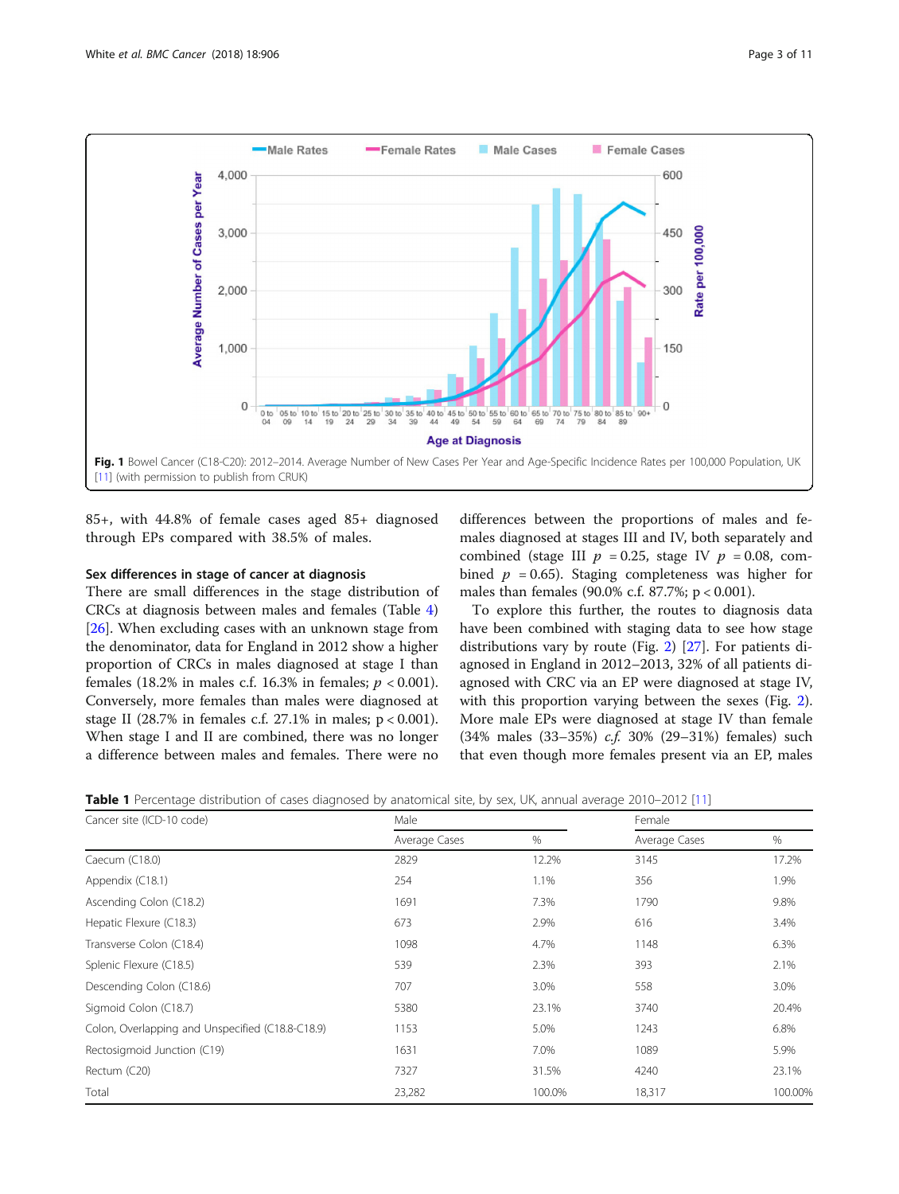**Fig. 1** Bowel Cancer (C18-C20): 2012–2014. Average Number of New Cases Per Year and Age-Specific Incidence Rates per 100,000 Population, UK [11] (with permission to publish from CRUK)

85+, with 44.8% of female cases aged 85+ diagnosed through EPs compared with 38.5% of males.

### Sex differences in stage of cancer at diagnosis

There are small differences in the stage distribution of CRCs at diagnosis between males and females (Table 4) [26]. When excluding cases with an unknown stage from the denominator, data for England in 2012 show a higher proportion of CRCs in males diagnosed at stage I than females (18.2% in males c.f. 16.3% in females; $p < 0.001$). Conversely, more females than males were diagnosed at stage II (28.7% in females c.f. 27.1% in males; $p < 0.001$). When stage I and II are combined, there was no longer a difference between males and females. There were no differences between the proportions of males and females diagnosed at stages III and IV, both separately and combined (stage III $p = 0.25$, stage IV $p = 0.08$, combined $p = 0.65$). Staging completeness was higher for males than females (90.0% c.f. 87.7%; $p < 0.001$).

To explore this further, the routes to diagnosis data have been combined with staging data to see how stage distributions vary by route (Fig. 2) [27]. For patients diagnosed in England in 2012–2013, 32% of all patients diagnosed with CRC via an EP were diagnosed at stage IV, with this proportion varying between the sexes (Fig. 2). More male EPs were diagnosed at stage IV than female (34% males (33–35%) *c.f.* 30% (29–31%) females) such that even though more females present via an EP, males

**Table 1** Percentage distribution of cases diagnosed by anatomical site, by sex, UK, annual average 2010–2012 [11]

| Cancer site (ICD-10 code) | Male | | Female | |
|---|---|---|---|---|
| | Average Cases | % | Average Cases | % |
| Caecum (C18.0) | 2829 | 12.2% | 3145 | 17.2% |
| Appendix (C18.1) | 254 | 1.1% | 356 | 1.9% |
| Ascending Colon (C18.2) | 1691 | 7.3% | 1790 | 9.8% |
| Hepatic Flexure (C18.3) | 673 | 2.9% | 616 | 3.4% |
| Transverse Colon (C18.4) | 1098 | 4.7% | 1148 | 6.3% |
| Splenic Flexure (C18.5) | 539 | 2.3% | 393 | 2.1% |
| Descending Colon (C18.6) | 707 | 3.0% | 558 | 3.0% |
| Sigmoid Colon (C18.7) | 5380 | 23.1% | 3740 | 20.4% |
| Colon, Overlapping and Unspecified (C18.8-C18.9) | 1153 | 5.0% | 1243 | 6.8% |
| Rectosigmoid Junction (C19) | 1631 | 7.0% | 1089 | 5.9% |
| Rectum (C20) | 7327 | 31.5% | 4240 | 23.1% |
| Total | 23,282 | 100.0% | 18,317 | 100.00% |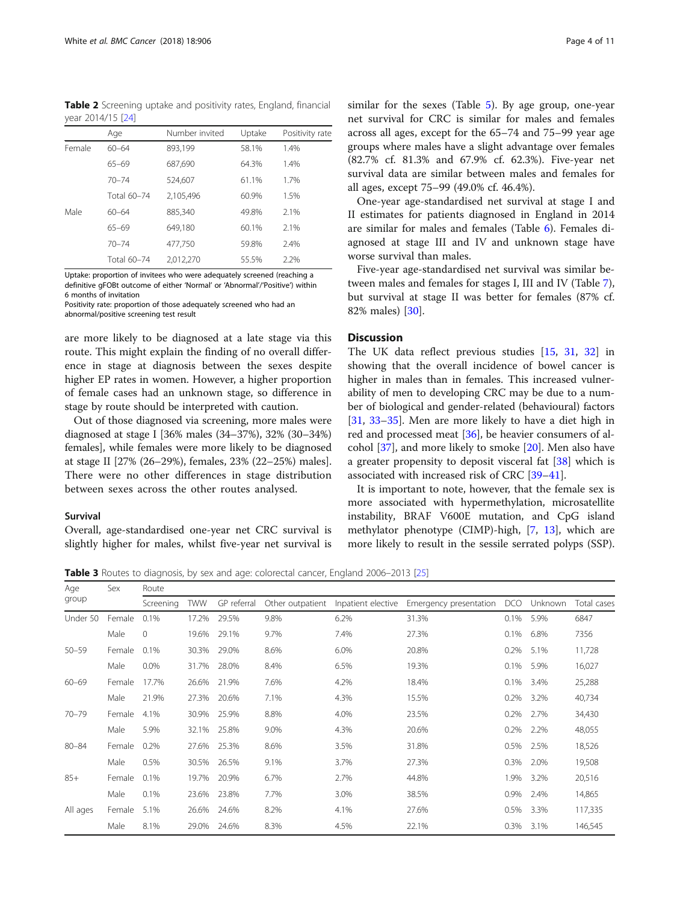**Table 2** Screening uptake and positivity rates, England, financial year 2014/15 [24]

| | Age | Number invited | Uptake | Positivity rate |
|---|---|---|---|---|
| Female | 60–64 | 893,199 | 58.1% | 1.4% |
| | 65–69 | 687,690 | 64.3% | 1.4% |
| | 70–74 | 524,607 | 61.1% | 1.7% |
| | Total 60–74 | 2,105,496 | 60.9% | 1.5% |
| Male | 60–64 | 885,340 | 49.8% | 2.1% |
| | 65–69 | 649,180 | 60.1% | 2.1% |
| | 70–74 | 477,750 | 59.8% | 2.4% |
| | Total 60–74 | 2,012,270 | 55.5% | 2.2% |

Uptake: proportion of invitees who were adequately screened (reaching a definitive gFOBt outcome of either 'Normal' or 'Abnormal'/'Positive') within 6 months of invitation

Positivity rate: proportion of those adequately screened who had an abnormal/positive screening test result

are more likely to be diagnosed at a late stage via this route. This might explain the finding of no overall difference in stage at diagnosis between the sexes despite higher EP rates in women. However, a higher proportion of female cases had an unknown stage, so difference in stage by route should be interpreted with caution.

Out of those diagnosed via screening, more males were diagnosed at stage I [36% males (34–37%), 32% (30–34%) females], while females were more likely to be diagnosed at stage II [27% (26–29%), females, 23% (22–25%) males]. There were no other differences in stage distribution between sexes across the other routes analysed.

### Survival

Overall, age-standardised one-year net CRC survival is slightly higher for males, whilst five-year net survival is similar for the sexes (Table 5). By age group, one-year net survival for CRC is similar for males and females across all ages, except for the 65–74 and 75–99 year age groups where males have a slight advantage over females (82.7% cf. 81.3% and 67.9% cf. 62.3%). Five-year net survival data are similar between males and females for all ages, except 75–99 (49.0% cf. 46.4%).

One-year age-standardised net survival at stage I and II estimates for patients diagnosed in England in 2014 are similar for males and females (Table 6). Females diagnosed at stage III and IV and unknown stage have worse survival than males.

Five-year age-standardised net survival was similar between males and females for stages I, III and IV (Table 7), but survival at stage II was better for females (87% cf. 82% males) [30].

## Discussion

The UK data reflect previous studies [15, 31, 32] in showing that the overall incidence of bowel cancer is higher in males than in females. This increased vulnerability of men to developing CRC may be due to a number of biological and gender-related (behavioural) factors [31, 33–35]. Men are more likely to have a diet high in red and processed meat [36], be heavier consumers of alcohol [37], and more likely to smoke [20]. Men also have a greater propensity to deposit visceral fat [38] which is associated with increased risk of CRC [39–41].

It is important to note, however, that the female sex is more associated with hypermethylation, microsatellite instability, BRAF V600E mutation, and CpG island methylator phenotype (CIMP)-high, [7, 13], which are more likely to result in the sessile serrated polyps (SSP).

**Table 3** Routes to diagnosis, by sex and age: colorectal cancer, England 2006–2013 [25]

| Age group | Sex | Route | | | | | | | | |
|---|---|---|---|---|---|---|---|---|---|---|
| | | Screening | TWW | GP referral | Other outpatient | Inpatient elective | Emergency presentation | DCO | Unknown | Total cases |
| Under 50 | Female | 0.1% | 17.2% | 29.5% | 9.8% | 6.2% | 31.3% | 0.1% | 5.9% | 6847 |
| | Male | 0 | 19.6% | 29.1% | 9.7% | 7.4% | 27.3% | 0.1% | 6.8% | 7356 |
| 50–59 | Female | 0.1% | 30.3% | 29.0% | 8.6% | 6.0% | 20.8% | 0.2% | 5.1% | 11,728 |
| | Male | 0.0% | 31.7% | 28.0% | 8.4% | 6.5% | 19.3% | 0.1% | 5.9% | 16,027 |
| 60–69 | Female | 17.7% | 26.6% | 21.9% | 7.6% | 4.2% | 18.4% | 0.1% | 3.4% | 25,288 |
| | Male | 21.9% | 27.3% | 20.6% | 7.1% | 4.3% | 15.5% | 0.2% | 3.2% | 40,734 |
| 70–79 | Female | 4.1% | 30.9% | 25.9% | 8.8% | 4.0% | 23.5% | 0.2% | 2.7% | 34,430 |
| | Male | 5.9% | 32.1% | 25.8% | 9.0% | 4.3% | 20.6% | 0.2% | 2.2% | 48,055 |
| 80–84 | Female | 0.2% | 27.6% | 25.3% | 8.6% | 3.5% | 31.8% | 0.5% | 2.5% | 18,526 |
| | Male | 0.5% | 30.5% | 26.5% | 9.1% | 3.7% | 27.3% | 0.3% | 2.0% | 19,508 |
| 85+ | Female | 0.1% | 19.7% | 20.9% | 6.7% | 2.7% | 44.8% | 1.9% | 3.2% | 20,516 |
| | Male | 0.1% | 23.6% | 23.8% | 7.7% | 3.0% | 38.5% | 0.9% | 2.4% | 14,865 |
| All ages | Female | 5.1% | 26.6% | 24.6% | 8.2% | 4.1% | 27.6% | 0.5% | 3.3% | 117,335 |
| | Male | 8.1% | 29.0% | 24.6% | 8.3% | 4.5% | 22.1% | 0.3% | 3.1% | 146,545 |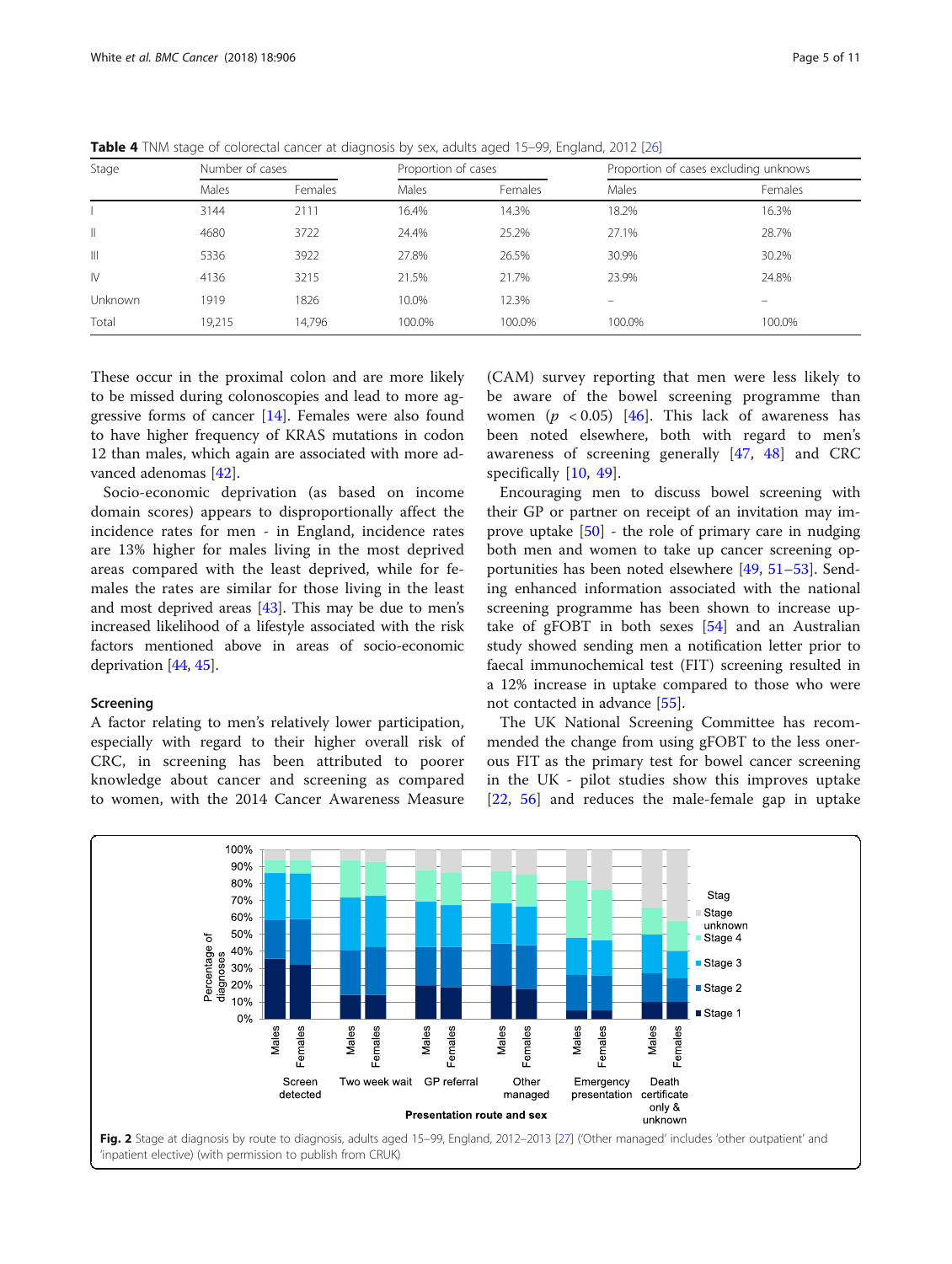**Table 4** TNM stage of colorectal cancer at diagnosis by sex, adults aged 15–99, England, 2012 [26]

| Stage | Number of cases | | Proportion of cases | | Proportion of cases excluding unknows | |
|---|---|---|---|---|---|---|
| | Males | Females | Males | Females | Males | Females |
| I | 3144 | 2111 | 16.4% | 14.3% | 18.2% | 16.3% |
| II | 4680 | 3722 | 24.4% | 25.2% | 27.1% | 28.7% |
| III | 5336 | 3922 | 27.8% | 26.5% | 30.9% | 30.2% |
| IV | 4136 | 3215 | 21.5% | 21.7% | 23.9% | 24.8% |
| Unknown | 1919 | 1826 | 10.0% | 12.3% | – | – |
| Total | 19,215 | 14,796 | 100.0% | 100.0% | 100.0% | 100.0% |

These occur in the proximal colon and are more likely to be missed during colonoscopies and lead to more aggressive forms of cancer [14]. Females were also found to have higher frequency of KRAS mutations in codon 12 than males, which again are associated with more advanced adenomas [42].

Socio-economic deprivation (as based on income domain scores) appears to disproportionally affect the incidence rates for men - in England, incidence rates are 13% higher for males living in the most deprived areas compared with the least deprived, while for females the rates are similar for those living in the least and most deprived areas [43]. This may be due to men's increased likelihood of a lifestyle associated with the risk factors mentioned above in areas of socio-economic deprivation [44, 45].

### Screening

A factor relating to men's relatively lower participation, especially with regard to their higher overall risk of CRC, in screening has been attributed to poorer knowledge about cancer and screening as compared to women, with the 2014 Cancer Awareness Measure (CAM) survey reporting that men were less likely to be aware of the bowel screening programme than women ($p < 0.05$) [46]. This lack of awareness has been noted elsewhere, both with regard to men's awareness of screening generally [47, 48] and CRC specifically [10, 49].

Encouraging men to discuss bowel screening with their GP or partner on receipt of an invitation may improve uptake [50] - the role of primary care in nudging both men and women to take up cancer screening opportunities has been noted elsewhere [49, 51–53]. Sending enhanced information associated with the national screening programme has been shown to increase uptake of gFOBT in both sexes [54] and an Australian study showed sending men a notification letter prior to faecal immunochemical test (FIT) screening resulted in a 12% increase in uptake compared to those who were not contacted in advance [55].

The UK National Screening Committee has recommended the change from using gFOBT to the less onerous FIT as the primary test for bowel cancer screening in the UK - pilot studies show this improves uptake [22, 56] and reduces the male-female gap in uptake

**Fig. 2** Stage at diagnosis by route to diagnosis, adults aged 15–99, England, 2012–2013 [27] ('Other managed' includes 'other outpatient' and 'inpatient elective) (with permission to publish from CRUK)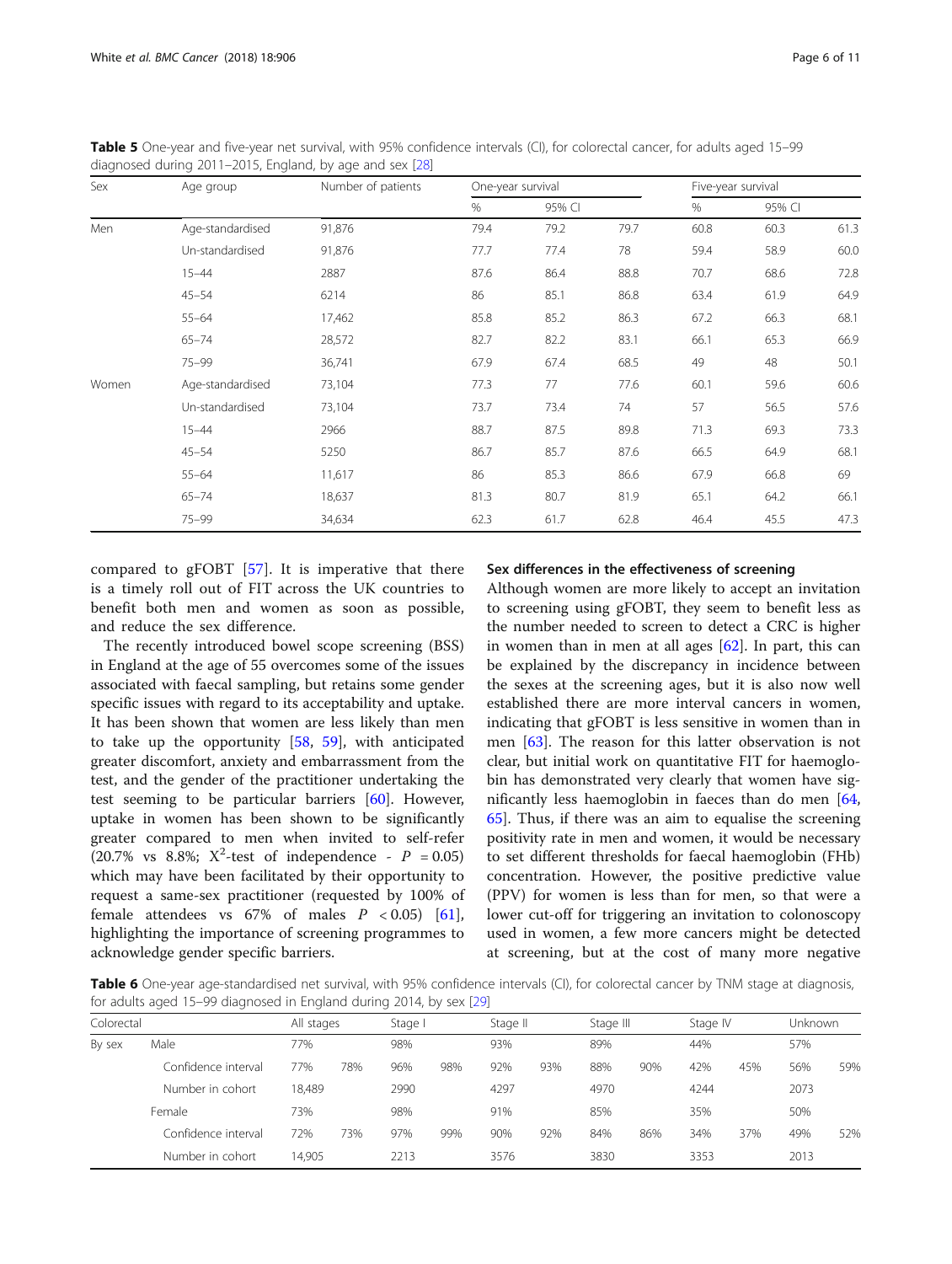**Table 5** One-year and five-year net survival, with 95% confidence intervals (CI), for colorectal cancer, for adults aged 15–99 diagnosed during 2011–2015, England, by age and sex [28]

| Sex | Age group | Number of patients | One-year survival | | | Five-year survival | | |
|---|---|---|---|---|---|---|---|---|
| | | | % | 95% CI | | % | 95% CI | |
| Men | Age-standardised | 91,876 | 79.4 | 79.2 | 79.7 | 60.8 | 60.3 | 61.3 |
| | Un-standardised | 91,876 | 77.7 | 77.4 | 78 | 59.4 | 58.9 | 60.0 |
| | 15–44 | 2887 | 87.6 | 86.4 | 88.8 | 70.7 | 68.6 | 72.8 |
| | 45–54 | 6214 | 86 | 85.1 | 86.8 | 63.4 | 61.9 | 64.9 |
| | 55–64 | 17,462 | 85.8 | 85.2 | 86.3 | 67.2 | 66.3 | 68.1 |
| | 65–74 | 28,572 | 82.7 | 82.2 | 83.1 | 66.1 | 65.3 | 66.9 |
| | 75–99 | 36,741 | 67.9 | 67.4 | 68.5 | 49 | 48 | 50.1 |
| Women | Age-standardised | 73,104 | 77.3 | 77 | 77.6 | 60.1 | 59.6 | 60.6 |
| | Un-standardised | 73,104 | 73.7 | 73.4 | 74 | 57 | 56.5 | 57.6 |
| | 15–44 | 2966 | 88.7 | 87.5 | 89.8 | 71.3 | 69.3 | 73.3 |
| | 45–54 | 5250 | 86.7 | 85.7 | 87.6 | 66.5 | 64.9 | 68.1 |
| | 55–64 | 11,617 | 86 | 85.3 | 86.6 | 67.9 | 66.8 | 69 |
| | 65–74 | 18,637 | 81.3 | 80.7 | 81.9 | 65.1 | 64.2 | 66.1 |
| | 75–99 | 34,634 | 62.3 | 61.7 | 62.8 | 46.4 | 45.5 | 47.3 |

compared to gFOBT [57]. It is imperative that there is a timely roll out of FIT across the UK countries to benefit both men and women as soon as possible, and reduce the sex difference.

The recently introduced bowel scope screening (BSS) in England at the age of 55 overcomes some of the issues associated with faecal sampling, but retains some gender specific issues with regard to its acceptability and uptake. It has been shown that women are less likely than men to take up the opportunity [58, 59], with anticipated greater discomfort, anxiety and embarrassment from the test, and the gender of the practitioner undertaking the test seeming to be particular barriers [60]. However, uptake in women has been shown to be significantly greater compared to men when invited to self-refer (20.7% vs 8.8%; $X^2$-test of independence - $P = 0.05$) which may have been facilitated by their opportunity to request a same-sex practitioner (requested by 100% of female attendees vs 67% of males $P < 0.05$) [61], highlighting the importance of screening programmes to acknowledge gender specific barriers.

### Sex differences in the effectiveness of screening

Although women are more likely to accept an invitation to screening using gFOBT, they seem to benefit less as the number needed to screen to detect a CRC is higher in women than in men at all ages [62]. In part, this can be explained by the discrepancy in incidence between the sexes at the screening ages, but it is also now well established there are more interval cancers in women, indicating that gFOBT is less sensitive in women than in men [63]. The reason for this latter observation is not clear, but initial work on quantitative FIT for haemoglobin has demonstrated very clearly that women have significantly less haemoglobin in faeces than do men [64, 65]. Thus, if there was an aim to equalise the screening positivity rate in men and women, it would be necessary to set different thresholds for faecal haemoglobin (FHb) concentration. However, the positive predictive value (PPV) for women is less than for men, so that were a lower cut-off for triggering an invitation to colonoscopy used in women, a few more cancers might be detected at screening, but at the cost of many more negative

**Table 6** One-year age-standardised net survival, with 95% confidence intervals (CI), for colorectal cancer by TNM stage at diagnosis, for adults aged 15–99 diagnosed in England during 2014, by sex [29]

| Colorectal | | All stages | | Stage I | | Stage II | | Stage III | | Stage IV | | Unknown | |
|---|---|---|---|---|---|---|---|---|---|---|---|---|---|
| By sex | Male | 77% | | 98% | | 93% | | 89% | | 44% | | 57% | |
| | Confidence interval | 77% | 78% | 96% | 98% | 92% | 93% | 88% | 90% | 42% | 45% | 56% | 59% |
| | Number in cohort | 18,489 | | 2990 | | 4297 | | 4970 | | 4244 | | 2073 | |
| | Female | 73% | | 98% | | 91% | | 85% | | 35% | | 50% | |
| | Confidence interval | 72% | 73% | 97% | 99% | 90% | 92% | 84% | 86% | 34% | 37% | 49% | 52% |
| | Number in cohort | 14,905 | | 2213 | | 3576 | | 3830 | | 3353 | | 2013 | |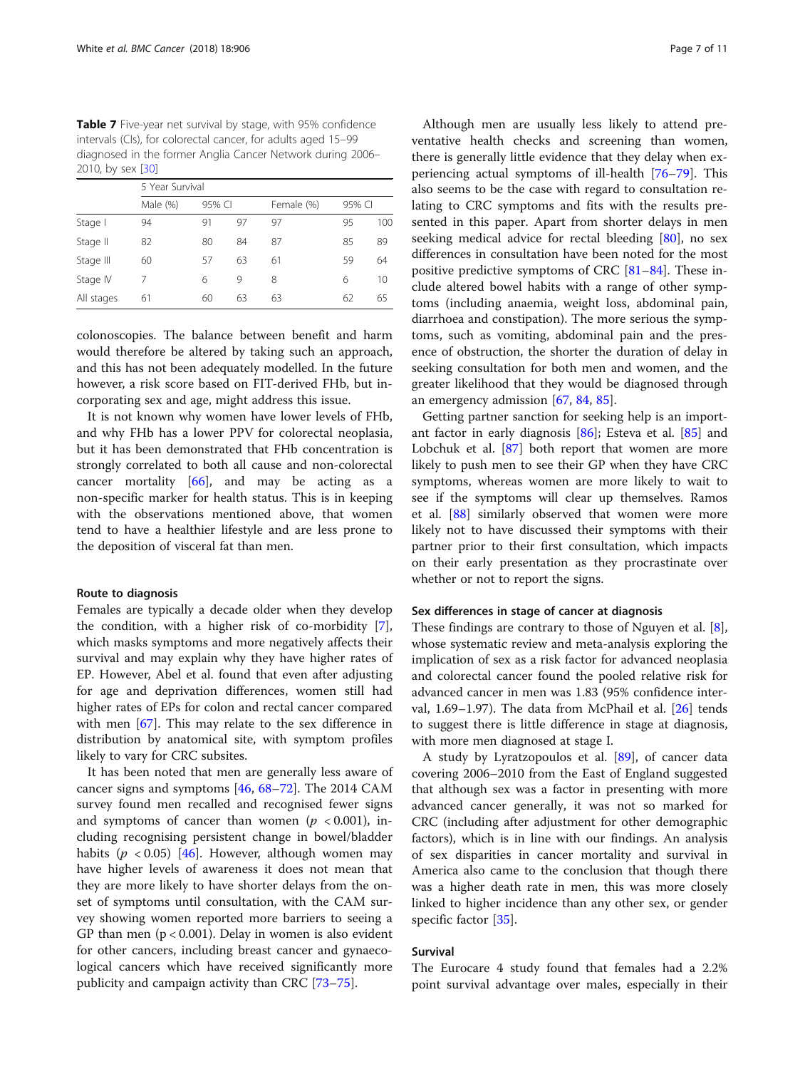**Table 7** Five-year net survival by stage, with 95% confidence intervals (CIs), for colorectal cancer, for adults aged 15–99 diagnosed in the former Anglia Cancer Network during 2006–2010, by sex [30]

| | 5 Year Survival | | | | | |
|---|---|---|---|---|---|---|
| | Male (%) | 95% CI | | Female (%) | 95% CI | |
| Stage I | 94 | 91 | 97 | 97 | 95 | 100 |
| Stage II | 82 | 80 | 84 | 87 | 85 | 89 |
| Stage III | 60 | 57 | 63 | 61 | 59 | 64 |
| Stage IV | 7 | 6 | 9 | 8 | 6 | 10 |
| All stages | 61 | 60 | 63 | 63 | 62 | 65 |

colonoscopies. The balance between benefit and harm would therefore be altered by taking such an approach, and this has not been adequately modelled. In the future however, a risk score based on FIT-derived FHb, but incorporating sex and age, might address this issue.

It is not known why women have lower levels of FHb, and why FHb has a lower PPV for colorectal neoplasia, but it has been demonstrated that FHb concentration is strongly correlated to both all cause and non-colorectal cancer mortality [66], and may be acting as a non-specific marker for health status. This is in keeping with the observations mentioned above, that women tend to have a healthier lifestyle and are less prone to the deposition of visceral fat than men.

### Route to diagnosis

Females are typically a decade older when they develop the condition, with a higher risk of co-morbidity [7], which masks symptoms and more negatively affects their survival and may explain why they have higher rates of EP. However, Abel et al. found that even after adjusting for age and deprivation differences, women still had higher rates of EPs for colon and rectal cancer compared with men [67]. This may relate to the sex difference in distribution by anatomical site, with symptom profiles likely to vary for CRC subsites.

It has been noted that men are generally less aware of cancer signs and symptoms [46, 68–72]. The 2014 CAM survey found men recalled and recognised fewer signs and symptoms of cancer than women ($p < 0.001$), including recognising persistent change in bowel/bladder habits ($p < 0.05$) [46]. However, although women may have higher levels of awareness it does not mean that they are more likely to have shorter delays from the onset of symptoms until consultation, with the CAM survey showing women reported more barriers to seeing a GP than men ($p < 0.001$). Delay in women is also evident for other cancers, including breast cancer and gynaecological cancers which have received significantly more publicity and campaign activity than CRC [73–75].

Although men are usually less likely to attend preventative health checks and screening than women, there is generally little evidence that they delay when experiencing actual symptoms of ill-health [76–79]. This also seems to be the case with regard to consultation relating to CRC symptoms and fits with the results presented in this paper. Apart from shorter delays in men seeking medical advice for rectal bleeding [80], no sex differences in consultation have been noted for the most positive predictive symptoms of CRC [81–84]. These include altered bowel habits with a range of other symptoms (including anaemia, weight loss, abdominal pain, diarrhoea and constipation). The more serious the symptoms, such as vomiting, abdominal pain and the presence of obstruction, the shorter the duration of delay in seeking consultation for both men and women, and the greater likelihood that they would be diagnosed through an emergency admission [67, 84, 85].

Getting partner sanction for seeking help is an important factor in early diagnosis [86]; Esteva et al. [85] and Lobchuk et al. [87] both report that women are more likely to push men to see their GP when they have CRC symptoms, whereas women are more likely to wait to see if the symptoms will clear up themselves. Ramos et al. [88] similarly observed that women were more likely not to have discussed their symptoms with their partner prior to their first consultation, which impacts on their early presentation as they procrastinate over whether or not to report the signs.

### Sex differences in stage of cancer at diagnosis

These findings are contrary to those of Nguyen et al. [8], whose systematic review and meta-analysis exploring the implication of sex as a risk factor for advanced neoplasia and colorectal cancer found the pooled relative risk for advanced cancer in men was 1.83 (95% confidence interval, 1.69–1.97). The data from McPhail et al. [26] tends to suggest there is little difference in stage at diagnosis, with more men diagnosed at stage I.

A study by Lyratzopoulos et al. [89], of cancer data covering 2006–2010 from the East of England suggested that although sex was a factor in presenting with more advanced cancer generally, it was not so marked for CRC (including after adjustment for other demographic factors), which is in line with our findings. An analysis of sex disparities in cancer mortality and survival in America also came to the conclusion that though there was a higher death rate in men, this was more closely linked to higher incidence than any other sex, or gender specific factor [35].

### Survival

The Eurocare 4 study found that females had a 2.2% point survival advantage over males, especially in their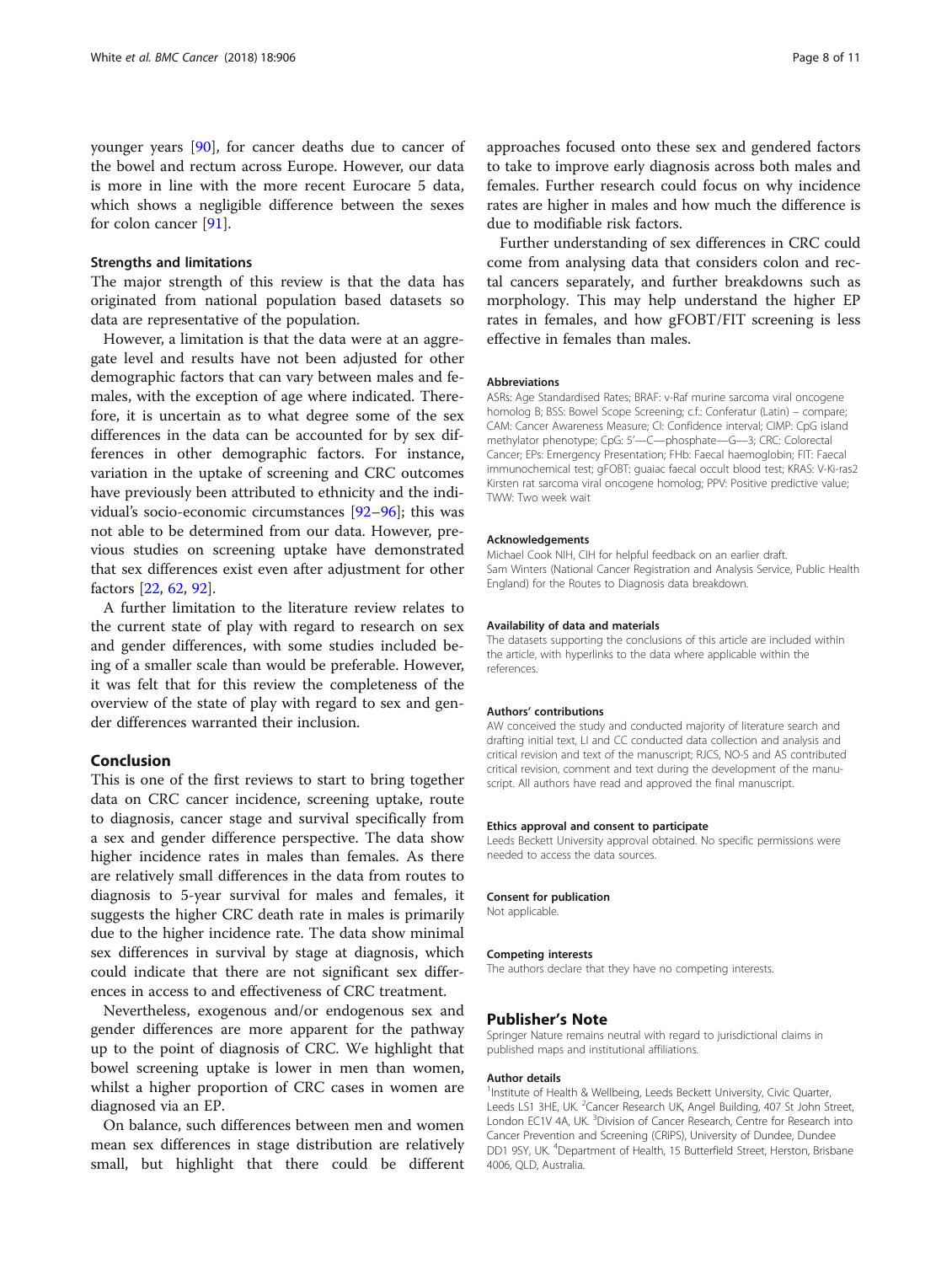younger years [90], for cancer deaths due to cancer of the bowel and rectum across Europe. However, our data is more in line with the more recent Eurocare 5 data, which shows a negligible difference between the sexes for colon cancer [91].

### Strengths and limitations

The major strength of this review is that the data has originated from national population based datasets so data are representative of the population.

However, a limitation is that the data were at an aggregate level and results have not been adjusted for other demographic factors that can vary between males and females, with the exception of age where indicated. Therefore, it is uncertain as to what degree some of the sex differences in the data can be accounted for by sex differences in other demographic factors. For instance, variation in the uptake of screening and CRC outcomes have previously been attributed to ethnicity and the individual's socio-economic circumstances [92–96]; this was not able to be determined from our data. However, previous studies on screening uptake have demonstrated that sex differences exist even after adjustment for other factors [22, 62, 92].

A further limitation to the literature review relates to the current state of play with regard to research on sex and gender differences, with some studies included being of a smaller scale than would be preferable. However, it was felt that for this review the completeness of the overview of the state of play with regard to sex and gender differences warranted their inclusion.

## Conclusion

This is one of the first reviews to start to bring together data on CRC cancer incidence, screening uptake, route to diagnosis, cancer stage and survival specifically from a sex and gender difference perspective. The data show higher incidence rates in males than females. As there are relatively small differences in the data from routes to diagnosis to 5-year survival for males and females, it suggests the higher CRC death rate in males is primarily due to the higher incidence rate. The data show minimal sex differences in survival by stage at diagnosis, which could indicate that there are not significant sex differences in access to and effectiveness of CRC treatment.

Nevertheless, exogenous and/or endogenous sex and gender differences are more apparent for the pathway up to the point of diagnosis of CRC. We highlight that bowel screening uptake is lower in men than women, whilst a higher proportion of CRC cases in women are diagnosed via an EP.

On balance, such differences between men and women mean sex differences in stage distribution are relatively small, but highlight that there could be different approaches focused onto these sex and gendered factors to take to improve early diagnosis across both males and females. Further research could focus on why incidence rates are higher in males and how much the difference is due to modifiable risk factors.

Further understanding of sex differences in CRC could come from analysing data that considers colon and rectal cancers separately, and further breakdowns such as morphology. This may help understand the higher EP rates in females, and how gFOBT/FIT screening is less effective in females than males.

#### Abbreviations

ASRs: Age Standardised Rates; BRAF: v-Raf murine sarcoma viral oncogene homolog B; BSS: Bowel Scope Screening; c.f.: Conferatur (Latin) – compare; CAM: Cancer Awareness Measure; CI: Confidence interval; CIMP: CpG island methylator phenotype; CpG: 5'—C—phosphate—G—3; CRC: Colorectal Cancer; EPs: Emergency Presentation; FHb: Faecal haemoglobin; FIT: Faecal immunochemical test; gFOBT: guaiac faecal occult blood test; KRAS: V-Ki-ras2 Kirsten rat sarcoma viral oncogene homolog; PPV: Positive predictive value; TWW: Two week wait

#### Acknowledgements

Michael Cook NIH, CIH for helpful feedback on an earlier draft.
Sam Winters (National Cancer Registration and Analysis Service, Public Health England) for the Routes to Diagnosis data breakdown.

#### Availability of data and materials

The datasets supporting the conclusions of this article are included within the article, with hyperlinks to the data where applicable within the references.

#### Authors' contributions

AW conceived the study and conducted majority of literature search and drafting initial text, LI and CC conducted data collection and analysis and critical revision and text of the manuscript; RJCS, NO-S and AS contributed critical revision, comment and text during the development of the manuscript. All authors have read and approved the final manuscript.

#### Ethics approval and consent to participate

Leeds Beckett University approval obtained. No specific permissions were needed to access the data sources.

#### Consent for publication

Not applicable.

#### Competing interests

The authors declare that they have no competing interests.

### Publisher's Note

Springer Nature remains neutral with regard to jurisdictional claims in published maps and institutional affiliations.

#### Author details

[1]Institute of Health & Wellbeing, Leeds Beckett University, Civic Quarter, Leeds LS1 3HE, UK. [2]Cancer Research UK, Angel Building, 407 St John Street, London EC1V 4A, UK. [3]Division of Cancer Research, Centre for Research into Cancer Prevention and Screening (CRiPS), University of Dundee, Dundee DD1 9SY, UK. [4]Department of Health, 15 Butterfield Street, Herston, Brisbane 4006, QLD, Australia.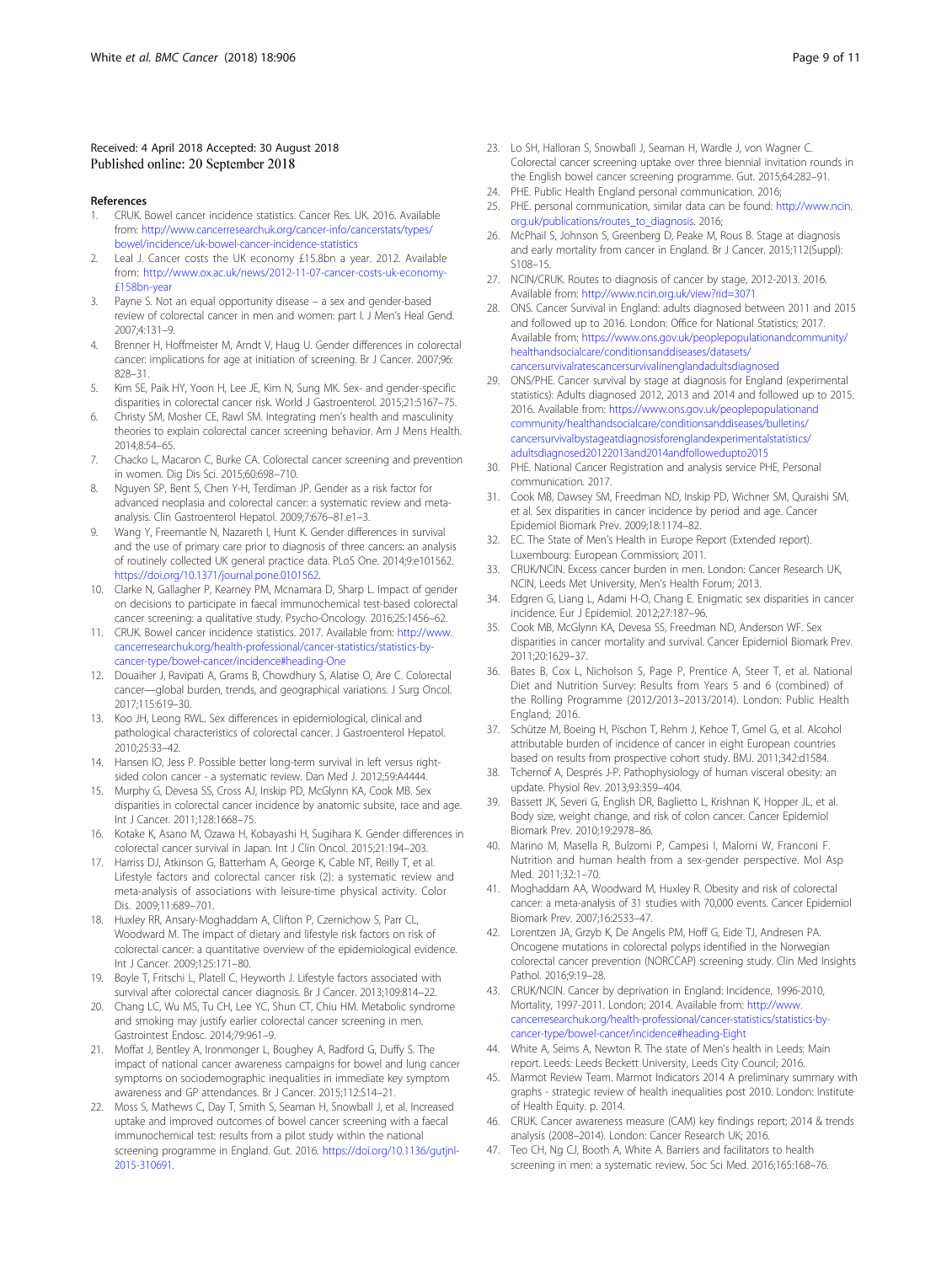Received: 4 April 2018 Accepted: 30 August 2018
Published online: 20 September 2018

## References

1. CRUK. Bowel cancer incidence statistics. Cancer Res. UK. 2016. Available from: http://www.cancerresearchuk.org/cancer-info/cancerstats/types/bowel/incidence/uk-bowel-cancer-incidence-statistics
2. Leal J. Cancer costs the UK economy £15.8bn a year. 2012. Available from: http://www.ox.ac.uk/news/2012-11-07-cancer-costs-uk-economy-£158bn-year
3. Payne S. Not an equal opportunity disease – a sex and gender-based review of colorectal cancer in men and women: part I. J Men's Heal Gend. 2007;4:131–9.
4. Brenner H, Hoffmeister M, Arndt V, Haug U. Gender differences in colorectal cancer: implications for age at initiation of screening. Br J Cancer. 2007;96:828–31.
5. Kim SE, Paik HY, Yoon H, Lee JE, Kim N, Sung MK. Sex- and gender-specific disparities in colorectal cancer risk. World J Gastroenterol. 2015;21:5167–75.
6. Christy SM, Mosher CE, Rawl SM. Integrating men's health and masculinity theories to explain colorectal cancer screening behavior. Am J Mens Health. 2014;8:54–65.
7. Chacko L, Macaron C, Burke CA. Colorectal cancer screening and prevention in women. Dig Dis Sci. 2015;60:698–710.
8. Nguyen SP, Bent S, Chen Y-H, Terdiman JP. Gender as a risk factor for advanced neoplasia and colorectal cancer: a systematic review and meta-analysis. Clin Gastroenterol Hepatol. 2009;7:676–81.e1–3.
9. Wang Y, Freemantle N, Nazareth I, Hunt K. Gender differences in survival and the use of primary care prior to diagnosis of three cancers: an analysis of routinely collected UK general practice data. PLoS One. 2014;9:e101562. https://doi.org/10.1371/journal.pone.0101562.
10. Clarke N, Gallagher P, Kearney PM, Mcnamara D, Sharp L. Impact of gender on decisions to participate in faecal immunochemical test-based colorectal cancer screening: a qualitative study. Psycho-Oncology. 2016;25:1456–62.
11. CRUK. Bowel cancer incidence statistics. 2017. Available from: http://www.cancerresearchuk.org/health-professional/cancer-statistics/statistics-by-cancer-type/bowel-cancer/incidence#heading-One
12. Douaiher J, Ravipati A, Grams B, Chowdhury S, Alatise O, Are C. Colorectal cancer—global burden, trends, and geographical variations. J Surg Oncol. 2017;115:619–30.
13. Koo JH, Leong RWL. Sex differences in epidemiological, clinical and pathological characteristics of colorectal cancer. J Gastroenterol Hepatol. 2010;25:33–42.
14. Hansen IO, Jess P. Possible better long-term survival in left versus right-sided colon cancer - a systematic review. Dan Med J. 2012;59:A4444.
15. Murphy G, Devesa SS, Cross AJ, Inskip PD, McGlynn KA, Cook MB. Sex disparities in colorectal cancer incidence by anatomic subsite, race and age. Int J Cancer. 2011;128:1668–75.
16. Kotake K, Asano M, Ozawa H, Kobayashi H, Sugihara K. Gender differences in colorectal cancer survival in Japan. Int J Clin Oncol. 2015;21:194–203.
17. Harriss DJ, Atkinson G, Batterham A, George K, Cable NT, Reilly T, et al. Lifestyle factors and colorectal cancer risk (2): a systematic review and meta-analysis of associations with leisure-time physical activity. Color Dis. 2009;11:689–701.
18. Huxley RR, Ansary-Moghaddam A, Clifton P, Czernichow S, Parr CL, Woodward M. The impact of dietary and lifestyle risk factors on risk of colorectal cancer: a quantitative overview of the epidemiological evidence. Int J Cancer. 2009;125:171–80.
19. Boyle T, Fritschi L, Platell C, Heyworth J. Lifestyle factors associated with survival after colorectal cancer diagnosis. Br J Cancer. 2013;109:814–22.
20. Chang LC, Wu MS, Tu CH, Lee YC, Shun CT, Chiu HM. Metabolic syndrome and smoking may justify earlier colorectal cancer screening in men. Gastrointest Endosc. 2014;79:961–9.
21. Moffat J, Bentley A, Ironmonger L, Boughey A, Radford G, Duffy S. The impact of national cancer awareness campaigns for bowel and lung cancer symptoms on sociodemographic inequalities in immediate key symptom awareness and GP attendances. Br J Cancer. 2015;112:S14–21.
22. Moss S, Mathews C, Day T, Smith S, Seaman H, Snowball J, et al. Increased uptake and improved outcomes of bowel cancer screening with a faecal immunochemical test: results from a pilot study within the national screening programme in England. Gut. 2016. https://doi.org/10.1136/gutjnl-2015-310691.
23. Lo SH, Halloran S, Snowball J, Seaman H, Wardle J, von Wagner C. Colorectal cancer screening uptake over three biennial invitation rounds in the English bowel cancer screening programme. Gut. 2015;64:282–91.
24. PHE. Public Health England personal communication. 2016;
25. PHE. personal communication, similar data can be found: http://www.ncin.org.uk/publications/routes_to_diagnosis. 2016;
26. McPhail S, Johnson S, Greenberg D, Peake M, Rous B. Stage at diagnosis and early mortality from cancer in England. Br J Cancer. 2015;112(Suppl):S108–15.
27. NCIN/CRUK. Routes to diagnosis of cancer by stage, 2012-2013. 2016. Available from: http://www.ncin.org.uk/view?rid=3071
28. ONS. Cancer Survival in England: adults diagnosed between 2011 and 2015 and followed up to 2016. London: Office for National Statistics; 2017. Available from: https://www.ons.gov.uk/peoplepopulationandcommunity/healthandsocialcare/conditionsanddiseases/datasets/cancersurvivalratescancersurvivalinenglandadultsdiagnosed
29. ONS/PHE. Cancer survival by stage at diagnosis for England (experimental statistics): Adults diagnosed 2012, 2013 and 2014 and followed up to 2015. 2016. Available from: https://www.ons.gov.uk/peoplepopulationandcommunity/healthandsocialcare/conditionsanddiseases/bulletins/cancersurvivalbystageatdiagnosisforenglandexperimentalstatistics/adultsdiagnosed20122013and2014andfollowedupto2015
30. PHE. National Cancer Registration and analysis service PHE, Personal communication. 2017.
31. Cook MB, Dawsey SM, Freedman ND, Inskip PD, Wichner SM, Quraishi SM, et al. Sex disparities in cancer incidence by period and age. Cancer Epidemiol Biomark Prev. 2009;18:1174–82.
32. EC. The State of Men's Health in Europe Report (Extended report). Luxembourg: European Commission; 2011.
33. CRUK/NCIN. Excess cancer burden in men. London: Cancer Research UK, NCIN, Leeds Met University, Men's Health Forum; 2013.
34. Edgren G, Liang L, Adami H-O, Chang E. Enigmatic sex disparities in cancer incidence. Eur J Epidemiol. 2012;27:187–96.
35. Cook MB, McGlynn KA, Devesa SS, Freedman ND, Anderson WF. Sex disparities in cancer mortality and survival. Cancer Epidemiol Biomark Prev. 2011;20:1629–37.
36. Bates B, Cox L, Nicholson S, Page P, Prentice A, Steer T, et al. National Diet and Nutrition Survey: Results from Years 5 and 6 (combined) of the Rolling Programme (2012/2013–2013/2014). London: Public Health England; 2016.
37. Schütze M, Boeing H, Pischon T, Rehm J, Kehoe T, Gmel G, et al. Alcohol attributable burden of incidence of cancer in eight European countries based on results from prospective cohort study. BMJ. 2011;342:d1584.
38. Tchernof A, Després J-P. Pathophysiology of human visceral obesity: an update. Physiol Rev. 2013;93:359–404.
39. Bassett JK, Severi G, English DR, Baglietto L, Krishnan K, Hopper JL, et al. Body size, weight change, and risk of colon cancer. Cancer Epidemiol Biomark Prev. 2010;19:2978–86.
40. Marino M, Masella R, Bulzomi P, Campesi I, Malorni W, Franconi F. Nutrition and human health from a sex-gender perspective. Mol Asp Med. 2011;32:1–70.
41. Moghaddam AA, Woodward M, Huxley R. Obesity and risk of colorectal cancer: a meta-analysis of 31 studies with 70,000 events. Cancer Epidemiol Biomark Prev. 2007;16:2533–47.
42. Lorentzen JA, Grzyb K, De Angelis PM, Hoff G, Eide TJ, Andresen PA. Oncogene mutations in colorectal polyps identified in the Norwegian colorectal cancer prevention (NORCCAP) screening study. Clin Med Insights Pathol. 2016;9:19–28.
43. CRUK/NCIN. Cancer by deprivation in England: Incidence, 1996-2010, Mortality, 1997-2011. London; 2014. Available from: http://www.cancerresearchuk.org/health-professional/cancer-statistics/statistics-by-cancer-type/bowel-cancer/incidence#heading-Eight
44. White A, Seims A, Newton R. The state of Men's health in Leeds: Main report. Leeds: Leeds Beckett University, Leeds City Council; 2016.
45. Marmot Review Team. Marmot Indicators 2014 A preliminary summary with graphs - strategic review of health inequalities post 2010. London: Institute of Health Equity. p. 2014.
46. CRUK. Cancer awareness measure (CAM) key findings report; 2014 & trends analysis (2008–2014). London: Cancer Research UK; 2016.
47. Teo CH, Ng CJ, Booth A, White A. Barriers and facilitators to health screening in men: a systematic review. Soc Sci Med. 2016;165:168–76.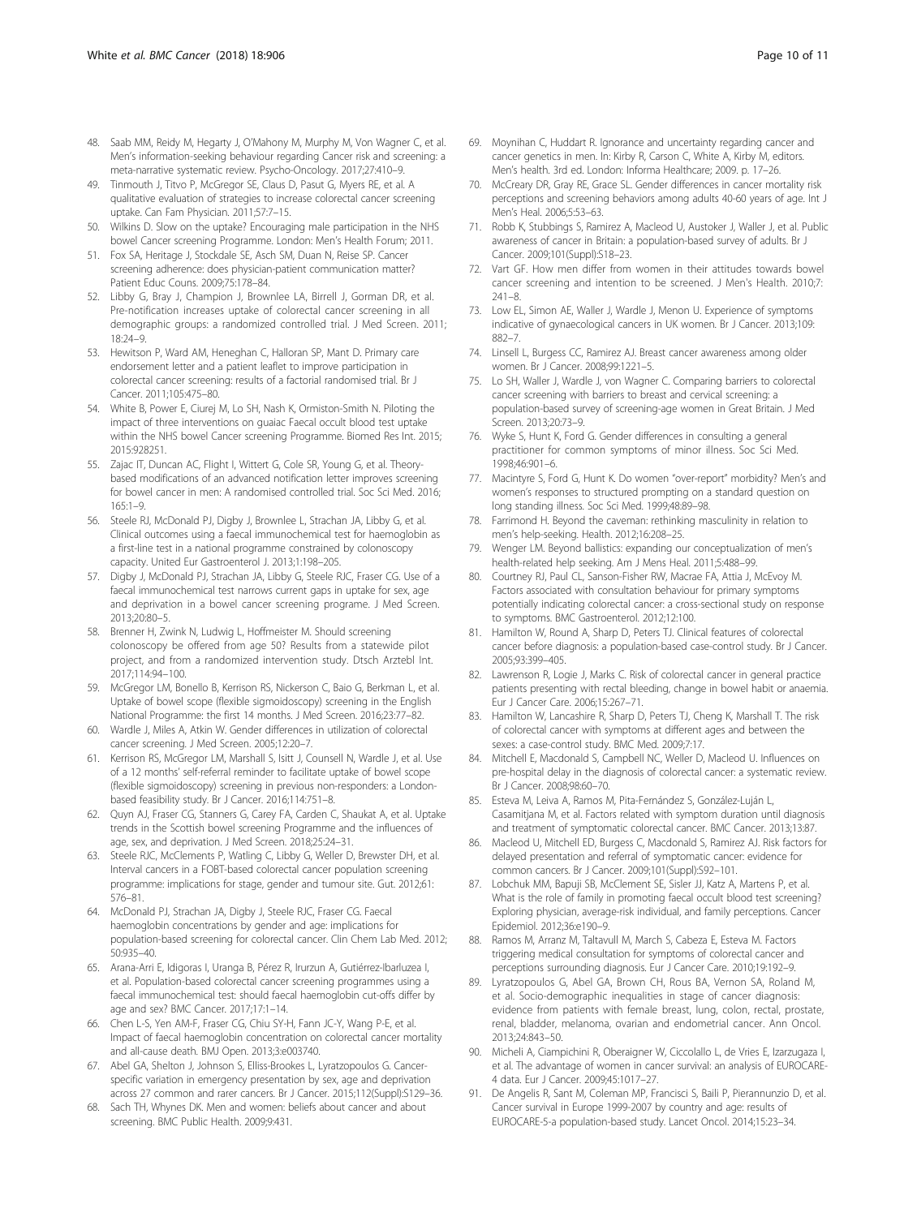48. Saab MM, Reidy M, Hegarty J, O'Mahony M, Murphy M, Von Wagner C, et al. Men's information-seeking behaviour regarding Cancer risk and screening: a meta-narrative systematic review. Psycho-Oncology. 2017;27:410–9.
49. Tinmouth J, Titvo P, McGregor SE, Claus D, Pasut G, Myers RE, et al. A qualitative evaluation of strategies to increase colorectal cancer screening uptake. Can Fam Physician. 2011;57:7–15.
50. Wilkins D. Slow on the uptake? Encouraging male participation in the NHS bowel Cancer screening Programme. London: Men's Health Forum; 2011.
51. Fox SA, Heritage J, Stockdale SE, Asch SM, Duan N, Reise SP. Cancer screening adherence: does physician-patient communication matter? Patient Educ Couns. 2009;75:178–84.
52. Libby G, Bray J, Champion J, Brownlee LA, Birrell J, Gorman DR, et al. Pre-notification increases uptake of colorectal cancer screening in all demographic groups: a randomized controlled trial. J Med Screen. 2011; 18:24–9.
53. Hewitson P, Ward AM, Heneghan C, Halloran SP, Mant D. Primary care endorsement letter and a patient leaflet to improve participation in colorectal cancer screening: results of a factorial randomised trial. Br J Cancer. 2011;105:475–80.
54. White B, Power E, Ciurej M, Lo SH, Nash K, Ormiston-Smith N. Piloting the impact of three interventions on guaiac Faecal occult blood test uptake within the NHS bowel Cancer screening Programme. Biomed Res Int. 2015; 2015:928251.
55. Zajac IT, Duncan AC, Flight I, Wittert G, Cole SR, Young G, et al. Theory-based modifications of an advanced notification letter improves screening for bowel cancer in men: A randomised controlled trial. Soc Sci Med. 2016; 165:1–9.
56. Steele RJ, McDonald PJ, Digby J, Brownlee L, Strachan JA, Libby G, et al. Clinical outcomes using a faecal immunochemical test for haemoglobin as a first-line test in a national programme constrained by colonoscopy capacity. United Eur Gastroenterol J. 2013;1:198–205.
57. Digby J, McDonald PJ, Strachan JA, Libby G, Steele RJC, Fraser CG. Use of a faecal immunochemical test narrows current gaps in uptake for sex, age and deprivation in a bowel cancer screening programe. J Med Screen. 2013;20:80–5.
58. Brenner H, Zwink N, Ludwig L, Hoffmeister M. Should screening colonoscopy be offered from age 50? Results from a statewide pilot project, and from a randomized intervention study. Dtsch Arztebl Int. 2017;114:94–100.
59. McGregor LM, Bonello B, Kerrison RS, Nickerson C, Baio G, Berkman L, et al. Uptake of bowel scope (flexible sigmoidoscopy) screening in the English National Programme: the first 14 months. J Med Screen. 2016;23:77–82.
60. Wardle J, Miles A, Atkin W. Gender differences in utilization of colorectal cancer screening. J Med Screen. 2005;12:20–7.
61. Kerrison RS, McGregor LM, Marshall S, Isitt J, Counsell N, Wardle J, et al. Use of a 12 months' self-referral reminder to facilitate uptake of bowel scope (flexible sigmoidoscopy) screening in previous non-responders: a London-based feasibility study. Br J Cancer. 2016;114:751–8.
62. Quyn AJ, Fraser CG, Stanners G, Carey FA, Carden C, Shaukat A, et al. Uptake trends in the Scottish bowel screening Programme and the influences of age, sex, and deprivation. J Med Screen. 2018;25:24–31.
63. Steele RJC, McClements P, Watling C, Libby G, Weller D, Brewster DH, et al. Interval cancers in a FOBT-based colorectal cancer population screening programme: implications for stage, gender and tumour site. Gut. 2012;61: 576–81.
64. McDonald PJ, Strachan JA, Digby J, Steele RJC, Fraser CG. Faecal haemoglobin concentrations by gender and age: implications for population-based screening for colorectal cancer. Clin Chem Lab Med. 2012; 50:935–40.
65. Arana-Arri E, Idigoras I, Uranga B, Pérez R, Irurzun A, Gutiérrez-Ibarluzea I, et al. Population-based colorectal cancer screening programmes using a faecal immunochemical test: should faecal haemoglobin cut-offs differ by age and sex? BMC Cancer. 2017;17:1–14.
66. Chen L-S, Yen AM-F, Fraser CG, Chiu SY-H, Fann JC-Y, Wang P-E, et al. Impact of faecal haemoglobin concentration on colorectal cancer mortality and all-cause death. BMJ Open. 2013;3:e003740.
67. Abel GA, Shelton J, Johnson S, Elliss-Brookes L, Lyratzopoulos G. Cancer-specific variation in emergency presentation by sex, age and deprivation across 27 common and rarer cancers. Br J Cancer. 2015;112(Suppl):S129–36.
68. Sach TH, Whynes DK. Men and women: beliefs about cancer and about screening. BMC Public Health. 2009;9:431.
69. Moynihan C, Huddart R. Ignorance and uncertainty regarding cancer and cancer genetics in men. In: Kirby R, Carson C, White A, Kirby M, editors. Men's health. 3rd ed. London: Informa Healthcare; 2009. p. 17–26.
70. McCreary DR, Gray RE, Grace SL. Gender differences in cancer mortality risk perceptions and screening behaviors among adults 40-60 years of age. Int J Men's Heal. 2006;5:53–63.
71. Robb K, Stubbings S, Ramirez A, Macleod U, Austoker J, Waller J, et al. Public awareness of cancer in Britain: a population-based survey of adults. Br J Cancer. 2009;101(Suppl):S18–23.
72. Vart GF. How men differ from women in their attitudes towards bowel cancer screening and intention to be screened. J Men's Health. 2010;7: 241–8.
73. Low EL, Simon AE, Waller J, Wardle J, Menon U. Experience of symptoms indicative of gynaecological cancers in UK women. Br J Cancer. 2013;109: 882–7.
74. Linsell L, Burgess CC, Ramirez AJ. Breast cancer awareness among older women. Br J Cancer. 2008;99:1221–5.
75. Lo SH, Waller J, Wardle J, von Wagner C. Comparing barriers to colorectal cancer screening with barriers to breast and cervical screening: a population-based survey of screening-age women in Great Britain. J Med Screen. 2013;20:73–9.
76. Wyke S, Hunt K, Ford G. Gender differences in consulting a general practitioner for common symptoms of minor illness. Soc Sci Med. 1998;46:901–6.
77. Macintyre S, Ford G, Hunt K. Do women "over-report" morbidity? Men's and women's responses to structured prompting on a standard question on long standing illness. Soc Sci Med. 1999;48:89–98.
78. Farrimond H. Beyond the caveman: rethinking masculinity in relation to men's help-seeking. Health. 2012;16:208–25.
79. Wenger LM. Beyond ballistics: expanding our conceptualization of men's health-related help seeking. Am J Mens Heal. 2011;5:488–99.
80. Courtney RJ, Paul CL, Sanson-Fisher RW, Macrae FA, Attia J, McEvoy M. Factors associated with consultation behaviour for primary symptoms potentially indicating colorectal cancer: a cross-sectional study on response to symptoms. BMC Gastroenterol. 2012;12:100.
81. Hamilton W, Round A, Sharp D, Peters TJ. Clinical features of colorectal cancer before diagnosis: a population-based case-control study. Br J Cancer. 2005;93:399–405.
82. Lawrenson R, Logie J, Marks C. Risk of colorectal cancer in general practice patients presenting with rectal bleeding, change in bowel habit or anaemia. Eur J Cancer Care. 2006;15:267–71.
83. Hamilton W, Lancashire R, Sharp D, Peters TJ, Cheng K, Marshall T. The risk of colorectal cancer with symptoms at different ages and between the sexes: a case-control study. BMC Med. 2009;7:17.
84. Mitchell E, Macdonald S, Campbell NC, Weller D, Macleod U. Influences on pre-hospital delay in the diagnosis of colorectal cancer: a systematic review. Br J Cancer. 2008;98:60–70.
85. Esteva M, Leiva A, Ramos M, Pita-Fernández S, González-Luján L, Casamitjana M, et al. Factors related with symptom duration until diagnosis and treatment of symptomatic colorectal cancer. BMC Cancer. 2013;13:87.
86. Macleod U, Mitchell ED, Burgess C, Macdonald S, Ramirez AJ. Risk factors for delayed presentation and referral of symptomatic cancer: evidence for common cancers. Br J Cancer. 2009;101(Suppl):S92–101.
87. Lobchuk MM, Bapuji SB, McClement SE, Sisler JJ, Katz A, Martens P, et al. What is the role of family in promoting faecal occult blood test screening? Exploring physician, average-risk individual, and family perceptions. Cancer Epidemiol. 2012;36:e190–9.
88. Ramos M, Arranz M, Taltavull M, March S, Cabeza E, Esteva M. Factors triggering medical consultation for symptoms of colorectal cancer and perceptions surrounding diagnosis. Eur J Cancer Care. 2010;19:192–9.
89. Lyratzopoulos G, Abel GA, Brown CH, Rous BA, Vernon SA, Roland M, et al. Socio-demographic inequalities in stage of cancer diagnosis: evidence from patients with female breast, lung, colon, rectal, prostate, renal, bladder, melanoma, ovarian and endometrial cancer. Ann Oncol. 2013;24:843–50.
90. Micheli A, Ciampichini R, Oberaigner W, Ciccolallo L, de Vries E, Izarzugaza I, et al. The advantage of women in cancer survival: an analysis of EUROCARE-4 data. Eur J Cancer. 2009;45:1017–27.
91. De Angelis R, Sant M, Coleman MP, Francisci S, Baili P, Pierannunzio D, et al. Cancer survival in Europe 1999-2007 by country and age: results of EUROCARE-5-a population-based study. Lancet Oncol. 2014;15:23–34.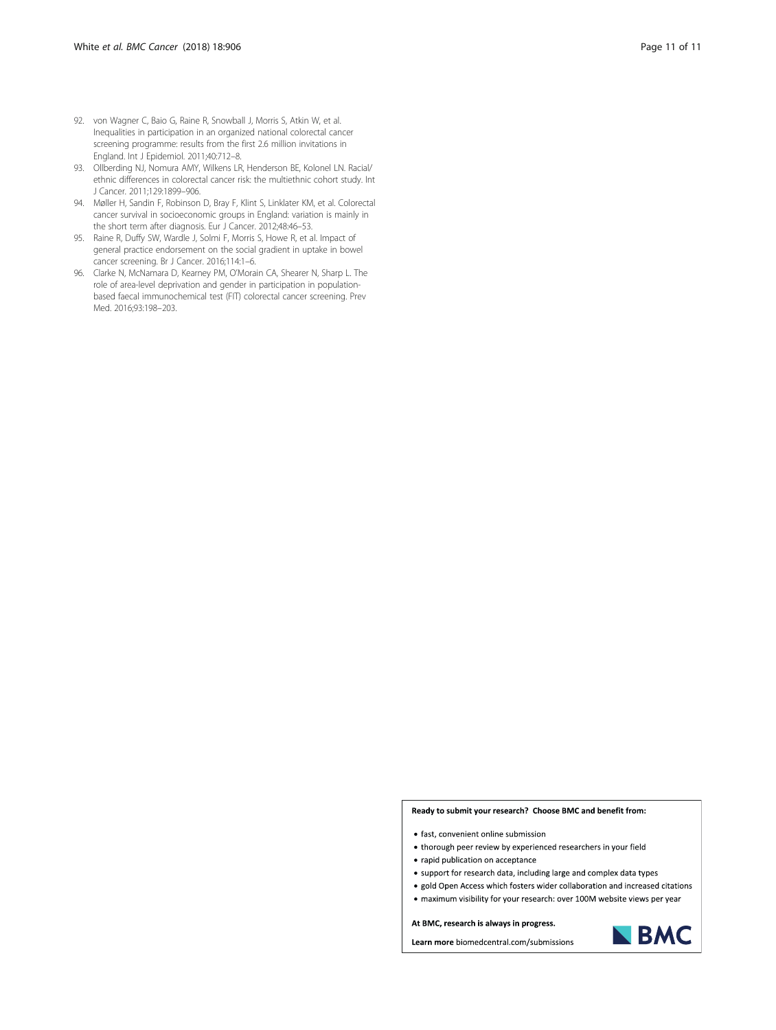92. von Wagner C, Baio G, Raine R, Snowball J, Morris S, Atkin W, et al. Inequalities in participation in an organized national colorectal cancer screening programme: results from the first 2.6 million invitations in England. Int J Epidemiol. 2011;40:712–8.
93. Ollberding NJ, Nomura AMY, Wilkens LR, Henderson BE, Kolonel LN. Racial/ethnic differences in colorectal cancer risk: the multiethnic cohort study. Int J Cancer. 2011;129:1899–906.
94. Møller H, Sandin F, Robinson D, Bray F, Klint S, Linklater KM, et al. Colorectal cancer survival in socioeconomic groups in England: variation is mainly in the short term after diagnosis. Eur J Cancer. 2012;48:46–53.
95. Raine R, Duffy SW, Wardle J, Solmi F, Morris S, Howe R, et al. Impact of general practice endorsement on the social gradient in uptake in bowel cancer screening. Br J Cancer. 2016;114:1–6.
96. Clarke N, McNamara D, Kearney PM, O'Morain CA, Shearer N, Sharp L. The role of area-level deprivation and gender in participation in population-based faecal immunochemical test (FIT) colorectal cancer screening. Prev Med. 2016;93:198–203.

**Ready to submit your research? Choose BMC and benefit from:**

- fast, convenient online submission
- thorough peer review by experienced researchers in your field
- rapid publication on acceptance
- support for research data, including large and complex data types
- gold Open Access which fosters wider collaboration and increased citations
- maximum visibility for your research: over 100M website views per year

**At BMC, research is always in progress.**

**Learn more** biomedcentral.com/submissions

BMC